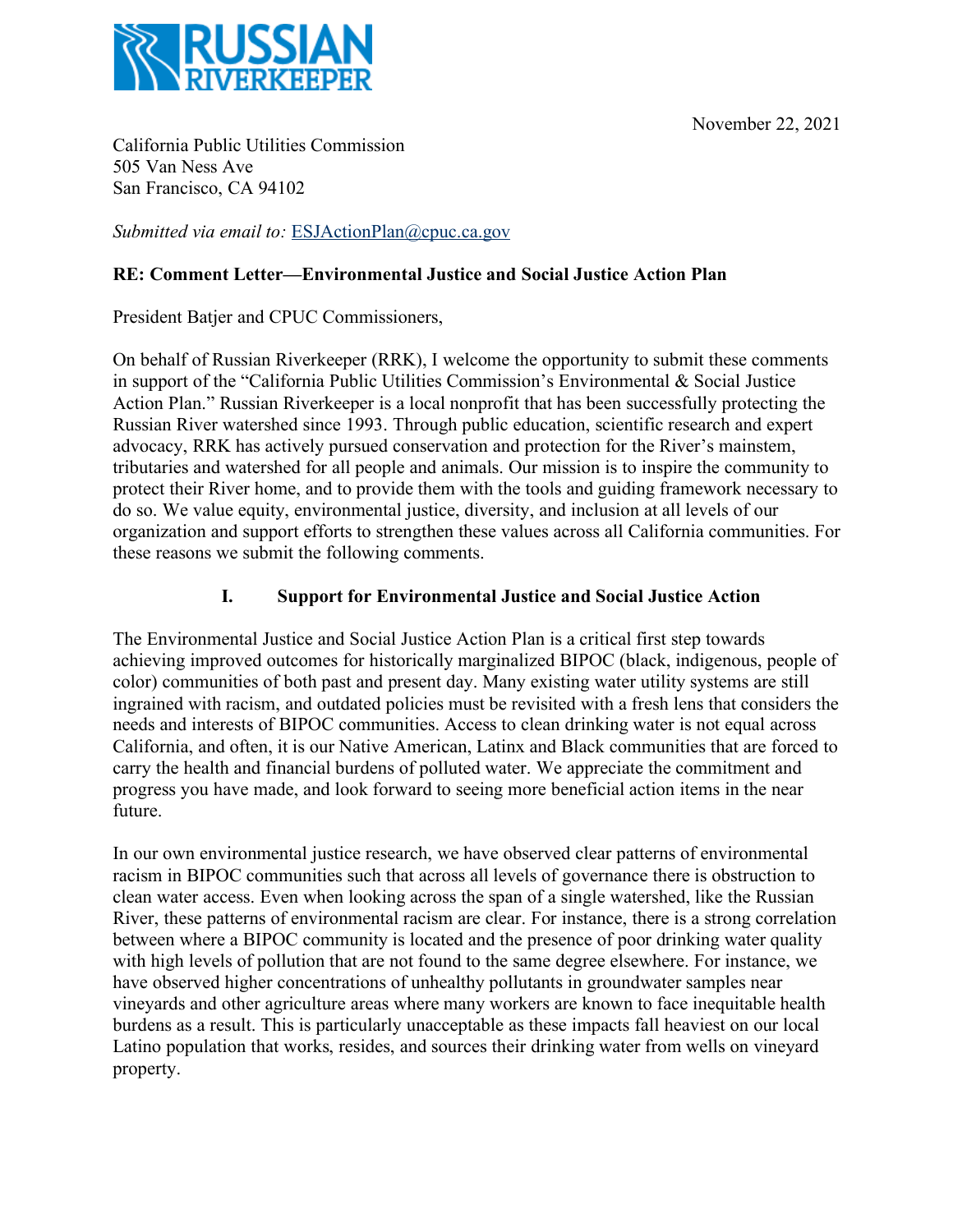**RUSSIAN RIVERKEEPER**

November 22, 2021

California Public Utilities Commission
505 Van Ness Ave
San Francisco, CA 94102

*Submitted via email to:* ESJActionPlan@cpuc.ca.gov

**RE: Comment Letter—Environmental Justice and Social Justice Action Plan**

President Batjer and CPUC Commissioners,

On behalf of Russian Riverkeeper (RRK), I welcome the opportunity to submit these comments in support of the "California Public Utilities Commission's Environmental & Social Justice Action Plan." Russian Riverkeeper is a local nonprofit that has been successfully protecting the Russian River watershed since 1993. Through public education, scientific research and expert advocacy, RRK has actively pursued conservation and protection for the River's mainstem, tributaries and watershed for all people and animals. Our mission is to inspire the community to protect their River home, and to provide them with the tools and guiding framework necessary to do so. We value equity, environmental justice, diversity, and inclusion at all levels of our organization and support efforts to strengthen these values across all California communities. For these reasons we submit the following comments.

## I. Support for Environmental Justice and Social Justice Action

The Environmental Justice and Social Justice Action Plan is a critical first step towards achieving improved outcomes for historically marginalized BIPOC (black, indigenous, people of color) communities of both past and present day. Many existing water utility systems are still ingrained with racism, and outdated policies must be revisited with a fresh lens that considers the needs and interests of BIPOC communities. Access to clean drinking water is not equal across California, and often, it is our Native American, Latinx and Black communities that are forced to carry the health and financial burdens of polluted water. We appreciate the commitment and progress you have made, and look forward to seeing more beneficial action items in the near future.

In our own environmental justice research, we have observed clear patterns of environmental racism in BIPOC communities such that across all levels of governance there is obstruction to clean water access. Even when looking across the span of a single watershed, like the Russian River, these patterns of environmental racism are clear. For instance, there is a strong correlation between where a BIPOC community is located and the presence of poor drinking water quality with high levels of pollution that are not found to the same degree elsewhere. For instance, we have observed higher concentrations of unhealthy pollutants in groundwater samples near vineyards and other agriculture areas where many workers are known to face inequitable health burdens as a result. This is particularly unacceptable as these impacts fall heaviest on our local Latino population that works, resides, and sources their drinking water from wells on vineyard property.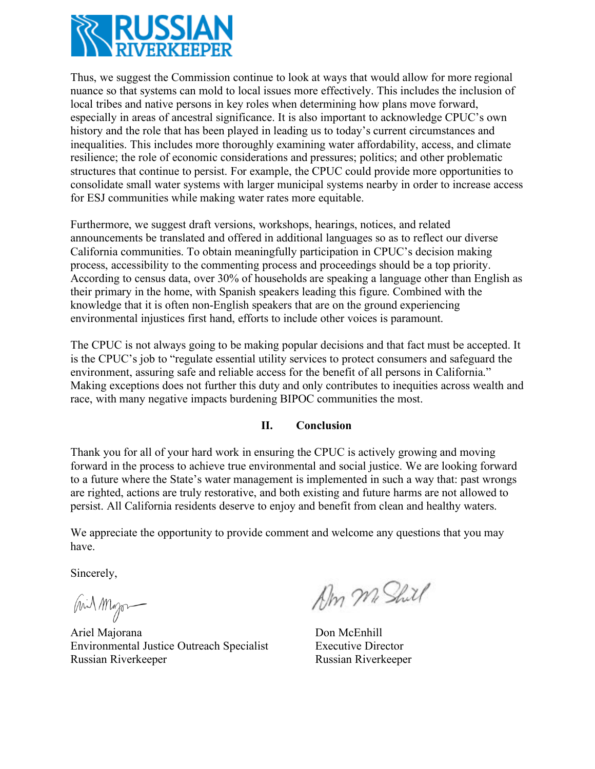Thus, we suggest the Commission continue to look at ways that would allow for more regional nuance so that systems can mold to local issues more effectively. This includes the inclusion of local tribes and native persons in key roles when determining how plans move forward, especially in areas of ancestral significance. It is also important to acknowledge CPUC's own history and the role that has been played in leading us to today's current circumstances and inequalities. This includes more thoroughly examining water affordability, access, and climate resilience; the role of economic considerations and pressures; politics; and other problematic structures that continue to persist. For example, the CPUC could provide more opportunities to consolidate small water systems with larger municipal systems nearby in order to increase access for ESJ communities while making water rates more equitable.

Furthermore, we suggest draft versions, workshops, hearings, notices, and related announcements be translated and offered in additional languages so as to reflect our diverse California communities. To obtain meaningfully participation in CPUC's decision making process, accessibility to the commenting process and proceedings should be a top priority. According to census data, over 30% of households are speaking a language other than English as their primary in the home, with Spanish speakers leading this figure. Combined with the knowledge that it is often non-English speakers that are on the ground experiencing environmental injustices first hand, efforts to include other voices is paramount.

The CPUC is not always going to be making popular decisions and that fact must be accepted. It is the CPUC's job to "regulate essential utility services to protect consumers and safeguard the environment, assuring safe and reliable access for the benefit of all persons in California." Making exceptions does not further this duty and only contributes to inequities across wealth and race, with many negative impacts burdening BIPOC communities the most.

## II. Conclusion

Thank you for all of your hard work in ensuring the CPUC is actively growing and moving forward in the process to achieve true environmental and social justice. We are looking forward to a future where the State's water management is implemented in such a way that: past wrongs are righted, actions are truly restorative, and both existing and future harms are not allowed to persist. All California residents deserve to enjoy and benefit from clean and healthy waters.

We appreciate the opportunity to provide comment and welcome any questions that you may have.

Sincerely,

Ariel Majorana
Environmental Justice Outreach Specialist
Russian Riverkeeper

Don McEnhill
Executive Director
Russian Riverkeeper